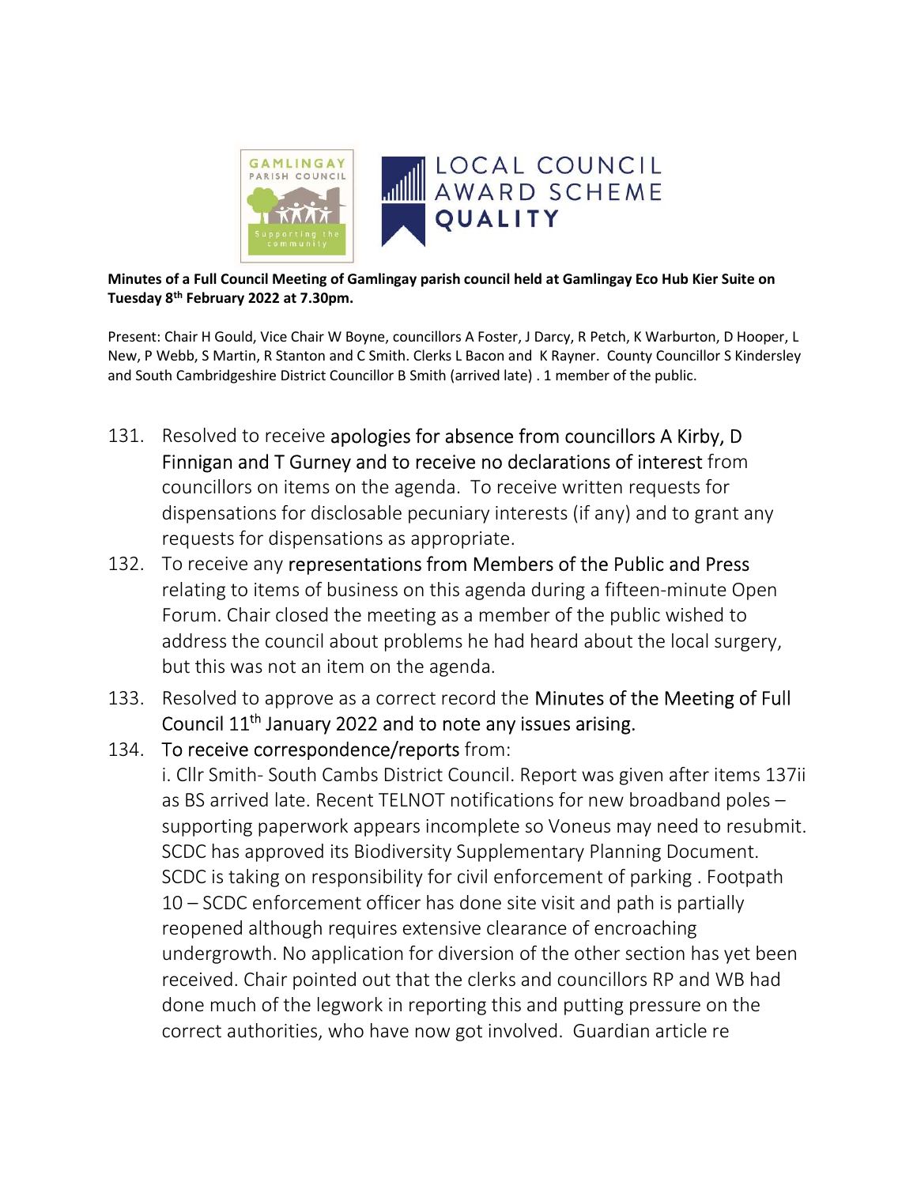**Minutes of a Full Council Meeting of Gamlingay parish council held at Gamlingay Eco Hub Kier Suite on Tuesday 8th February 2022 at 7.30pm.**

Present: Chair H Gould, Vice Chair W Boyne, councillors A Foster, J Darcy, R Petch, K Warburton, D Hooper, L New, P Webb, S Martin, R Stanton and C Smith. Clerks L Bacon and K Rayner. County Councillor S Kindersley and South Cambridgeshire District Councillor B Smith (arrived late) . 1 member of the public.

131. Resolved to receive apologies for absence from councillors A Kirby, D Finnigan and T Gurney and to receive no declarations of interest from councillors on items on the agenda. To receive written requests for dispensations for disclosable pecuniary interests (if any) and to grant any requests for dispensations as appropriate.
132. To receive any representations from Members of the Public and Press relating to items of business on this agenda during a fifteen-minute Open Forum. Chair closed the meeting as a member of the public wished to address the council about problems he had heard about the local surgery, but this was not an item on the agenda.
133. Resolved to approve as a correct record the Minutes of the Meeting of Full Council 11th January 2022 and to note any issues arising.
134. To receive correspondence/reports from:
    i. Cllr Smith- South Cambs District Council. Report was given after items 137ii as BS arrived late. Recent TELNOT notifications for new broadband poles – supporting paperwork appears incomplete so Voneus may need to resubmit. SCDC has approved its Biodiversity Supplementary Planning Document. SCDC is taking on responsibility for civil enforcement of parking . Footpath 10 – SCDC enforcement officer has done site visit and path is partially reopened although requires extensive clearance of encroaching undergrowth. No application for diversion of the other section has yet been received. Chair pointed out that the clerks and councillors RP and WB had done much of the legwork in reporting this and putting pressure on the correct authorities, who have now got involved. Guardian article re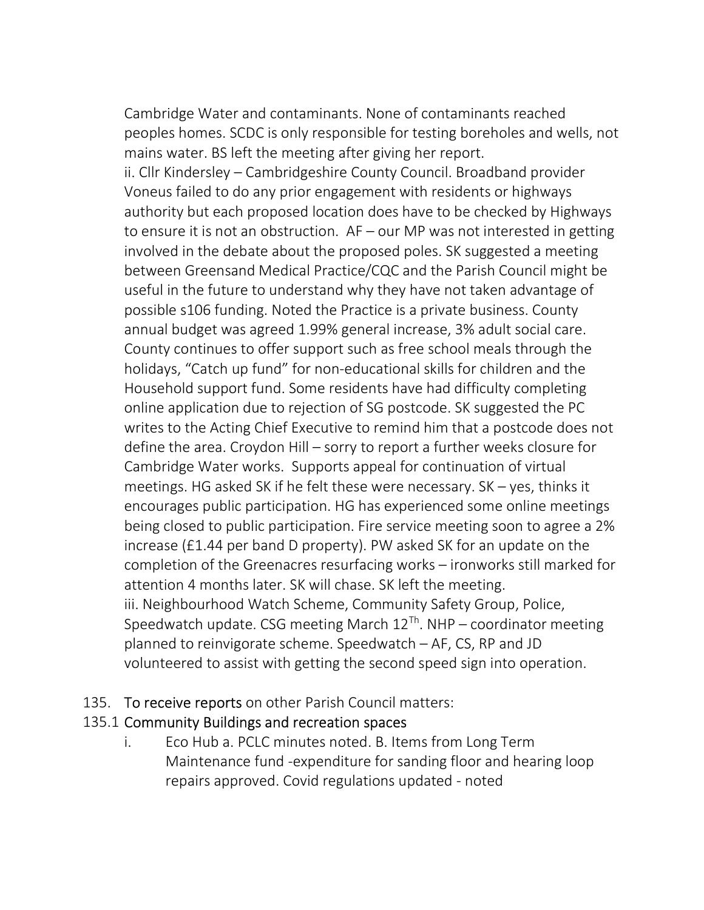Cambridge Water and contaminants. None of contaminants reached peoples homes. SCDC is only responsible for testing boreholes and wells, not mains water. BS left the meeting after giving her report.

ii. Cllr Kindersley – Cambridgeshire County Council. Broadband provider Voneus failed to do any prior engagement with residents or highways authority but each proposed location does have to be checked by Highways to ensure it is not an obstruction. AF – our MP was not interested in getting involved in the debate about the proposed poles. SK suggested a meeting between Greensand Medical Practice/CQC and the Parish Council might be useful in the future to understand why they have not taken advantage of possible s106 funding. Noted the Practice is a private business. County annual budget was agreed 1.99% general increase, 3% adult social care. County continues to offer support such as free school meals through the holidays, "Catch up fund" for non-educational skills for children and the Household support fund. Some residents have had difficulty completing online application due to rejection of SG postcode. SK suggested the PC writes to the Acting Chief Executive to remind him that a postcode does not define the area. Croydon Hill – sorry to report a further weeks closure for Cambridge Water works. Supports appeal for continuation of virtual meetings. HG asked SK if he felt these were necessary. SK – yes, thinks it encourages public participation. HG has experienced some online meetings being closed to public participation. Fire service meeting soon to agree a 2% increase (£1.44 per band D property). PW asked SK for an update on the completion of the Greenacres resurfacing works – ironworks still marked for attention 4 months later. SK will chase. SK left the meeting.

iii. Neighbourhood Watch Scheme, Community Safety Group, Police, Speedwatch update. CSG meeting March 12[Th]. NHP – coordinator meeting planned to reinvigorate scheme. Speedwatch – AF, CS, RP and JD volunteered to assist with getting the second speed sign into operation.

135. **To receive reports** on other Parish Council matters:

135.1 **Community Buildings and recreation spaces**

i. Eco Hub a. PCLC minutes noted. B. Items from Long Term Maintenance fund -expenditure for sanding floor and hearing loop repairs approved. Covid regulations updated - noted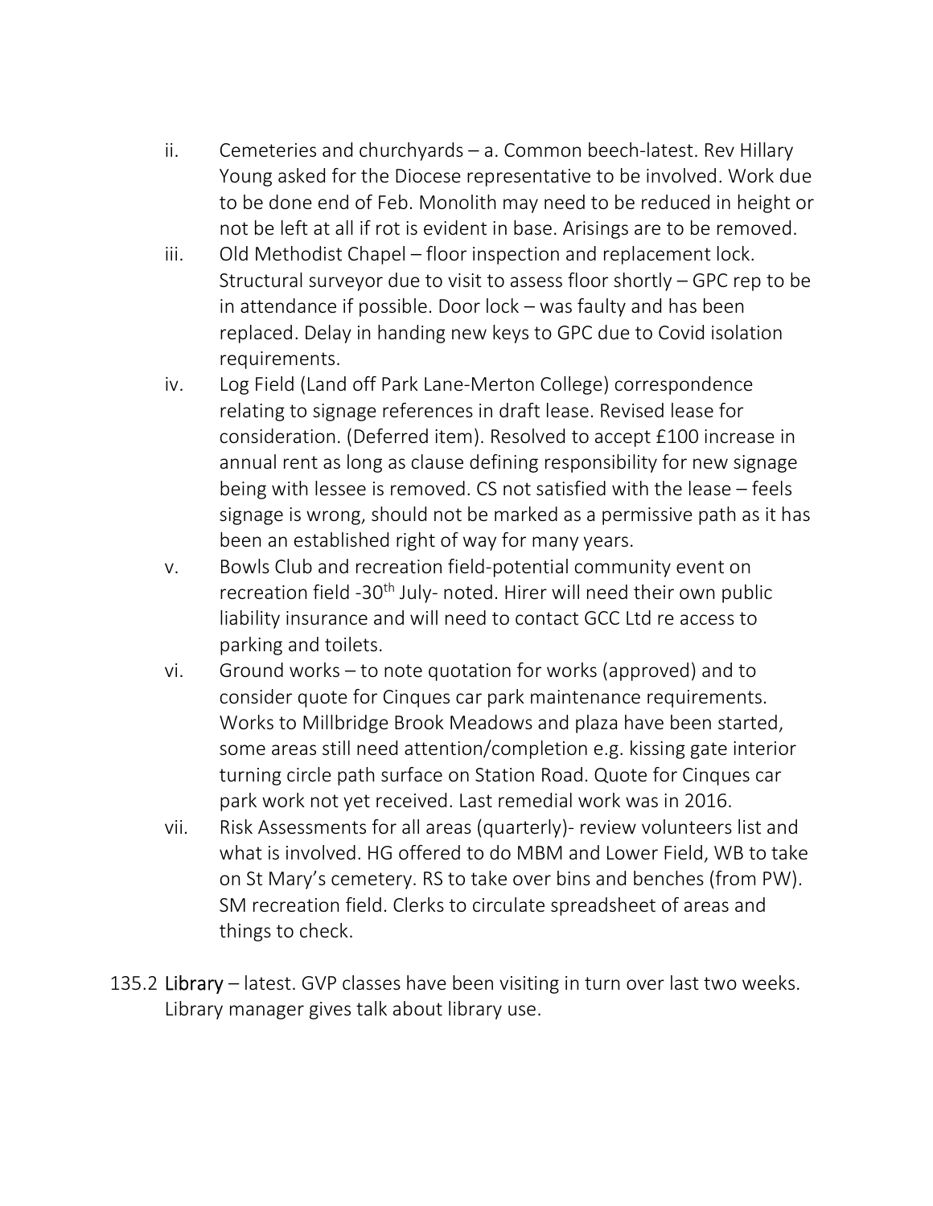ii. Cemeteries and churchyards – a. Common beech-latest. Rev Hillary Young asked for the Diocese representative to be involved. Work due to be done end of Feb. Monolith may need to be reduced in height or not be left at all if rot is evident in base. Arisings are to be removed.

iii. Old Methodist Chapel – floor inspection and replacement lock. Structural surveyor due to visit to assess floor shortly – GPC rep to be in attendance if possible. Door lock – was faulty and has been replaced. Delay in handing new keys to GPC due to Covid isolation requirements.

iv. Log Field (Land off Park Lane-Merton College) correspondence relating to signage references in draft lease. Revised lease for consideration. (Deferred item). Resolved to accept £100 increase in annual rent as long as clause defining responsibility for new signage being with lessee is removed. CS not satisfied with the lease – feels signage is wrong, should not be marked as a permissive path as it has been an established right of way for many years.

v. Bowls Club and recreation field-potential community event on recreation field -30th July- noted. Hirer will need their own public liability insurance and will need to contact GCC Ltd re access to parking and toilets.

vi. Ground works – to note quotation for works (approved) and to consider quote for Cinques car park maintenance requirements. Works to Millbridge Brook Meadows and plaza have been started, some areas still need attention/completion e.g. kissing gate interior turning circle path surface on Station Road. Quote for Cinques car park work not yet received. Last remedial work was in 2016.

vii. Risk Assessments for all areas (quarterly)- review volunteers list and what is involved. HG offered to do MBM and Lower Field, WB to take on St Mary's cemetery. RS to take over bins and benches (from PW). SM recreation field. Clerks to circulate spreadsheet of areas and things to check.

135.2 Library – latest. GVP classes have been visiting in turn over last two weeks. Library manager gives talk about library use.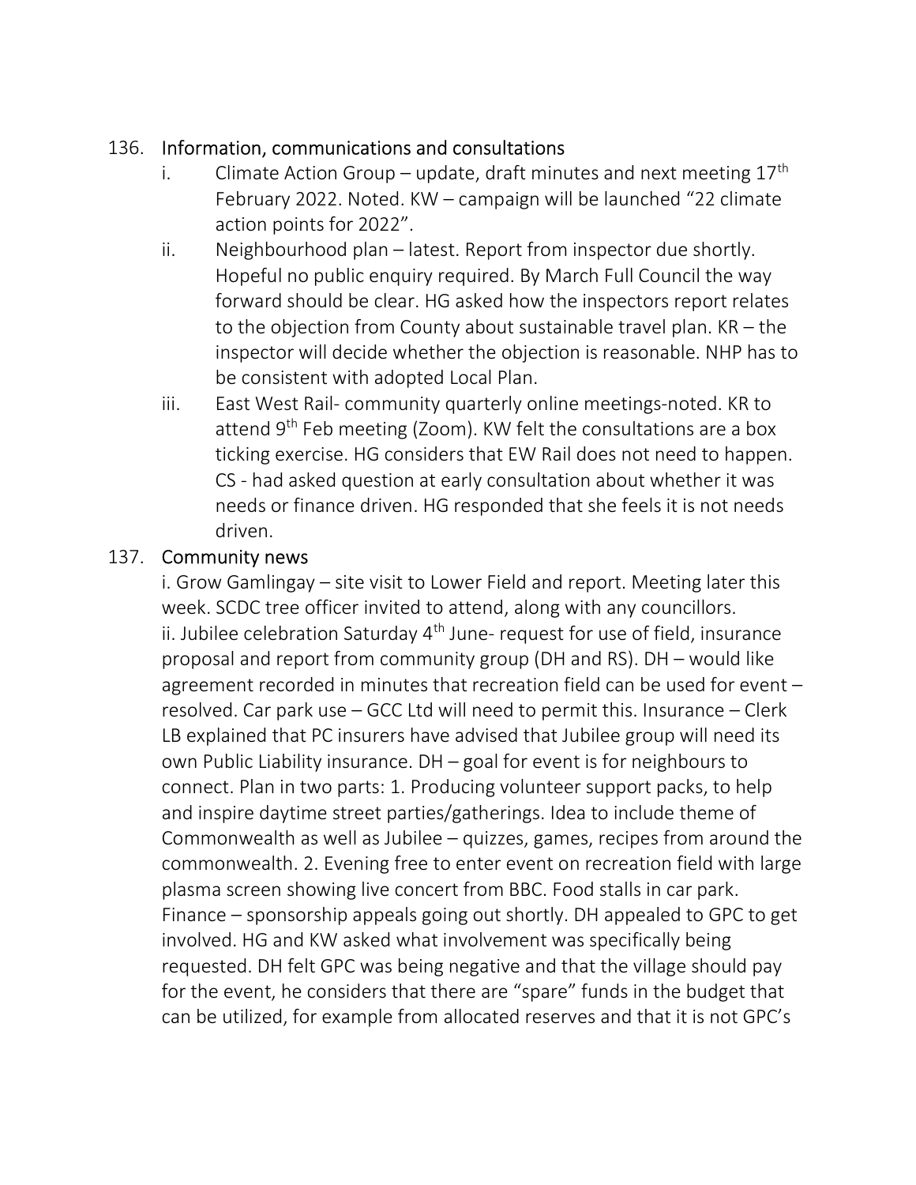136. Information, communications and consultations

   i. Climate Action Group – update, draft minutes and next meeting 17th February 2022. Noted. KW – campaign will be launched "22 climate action points for 2022".

   ii. Neighbourhood plan – latest. Report from inspector due shortly. Hopeful no public enquiry required. By March Full Council the way forward should be clear. HG asked how the inspectors report relates to the objection from County about sustainable travel plan. KR – the inspector will decide whether the objection is reasonable. NHP has to be consistent with adopted Local Plan.

   iii. East West Rail- community quarterly online meetings-noted. KR to attend 9th Feb meeting (Zoom). KW felt the consultations are a box ticking exercise. HG considers that EW Rail does not need to happen. CS - had asked question at early consultation about whether it was needs or finance driven. HG responded that she feels it is not needs driven.

137. Community news

   i. Grow Gamlingay – site visit to Lower Field and report. Meeting later this week. SCDC tree officer invited to attend, along with any councillors.
   ii. Jubilee celebration Saturday 4th June- request for use of field, insurance proposal and report from community group (DH and RS). DH – would like agreement recorded in minutes that recreation field can be used for event – resolved. Car park use – GCC Ltd will need to permit this. Insurance – Clerk LB explained that PC insurers have advised that Jubilee group will need its own Public Liability insurance. DH – goal for event is for neighbours to connect. Plan in two parts: 1. Producing volunteer support packs, to help and inspire daytime street parties/gatherings. Idea to include theme of Commonwealth as well as Jubilee – quizzes, games, recipes from around the commonwealth. 2. Evening free to enter event on recreation field with large plasma screen showing live concert from BBC. Food stalls in car park. Finance – sponsorship appeals going out shortly. DH appealed to GPC to get involved. HG and KW asked what involvement was specifically being requested. DH felt GPC was being negative and that the village should pay for the event, he considers that there are "spare" funds in the budget that can be utilized, for example from allocated reserves and that it is not GPC's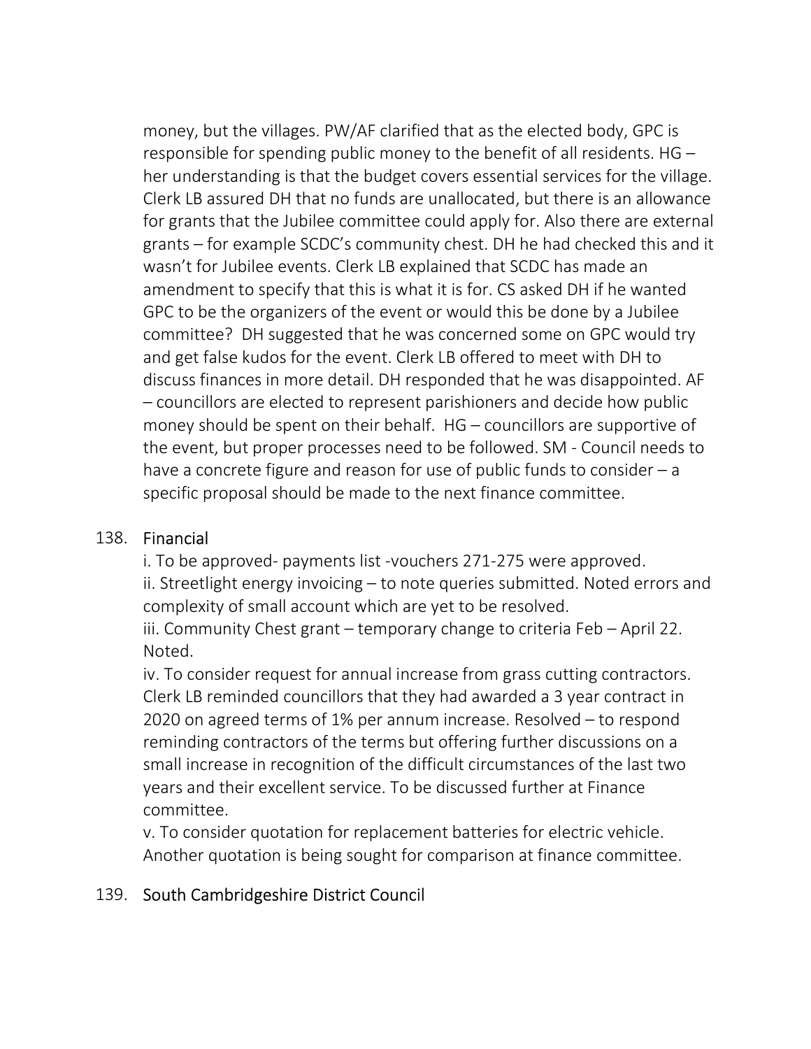money, but the villages. PW/AF clarified that as the elected body, GPC is responsible for spending public money to the benefit of all residents. HG – her understanding is that the budget covers essential services for the village. Clerk LB assured DH that no funds are unallocated, but there is an allowance for grants that the Jubilee committee could apply for. Also there are external grants – for example SCDC's community chest. DH he had checked this and it wasn't for Jubilee events. Clerk LB explained that SCDC has made an amendment to specify that this is what it is for. CS asked DH if he wanted GPC to be the organizers of the event or would this be done by a Jubilee committee? DH suggested that he was concerned some on GPC would try and get false kudos for the event. Clerk LB offered to meet with DH to discuss finances in more detail. DH responded that he was disappointed. AF – councillors are elected to represent parishioners and decide how public money should be spent on their behalf. HG – councillors are supportive of the event, but proper processes need to be followed. SM - Council needs to have a concrete figure and reason for use of public funds to consider – a specific proposal should be made to the next finance committee.

138. Financial

i. To be approved- payments list -vouchers 271-275 were approved.
ii. Streetlight energy invoicing – to note queries submitted. Noted errors and complexity of small account which are yet to be resolved.
iii. Community Chest grant – temporary change to criteria Feb – April 22. Noted.
iv. To consider request for annual increase from grass cutting contractors. Clerk LB reminded councillors that they had awarded a 3 year contract in 2020 on agreed terms of 1% per annum increase. Resolved – to respond reminding contractors of the terms but offering further discussions on a small increase in recognition of the difficult circumstances of the last two years and their excellent service. To be discussed further at Finance committee.
v. To consider quotation for replacement batteries for electric vehicle. Another quotation is being sought for comparison at finance committee.

139. South Cambridgeshire District Council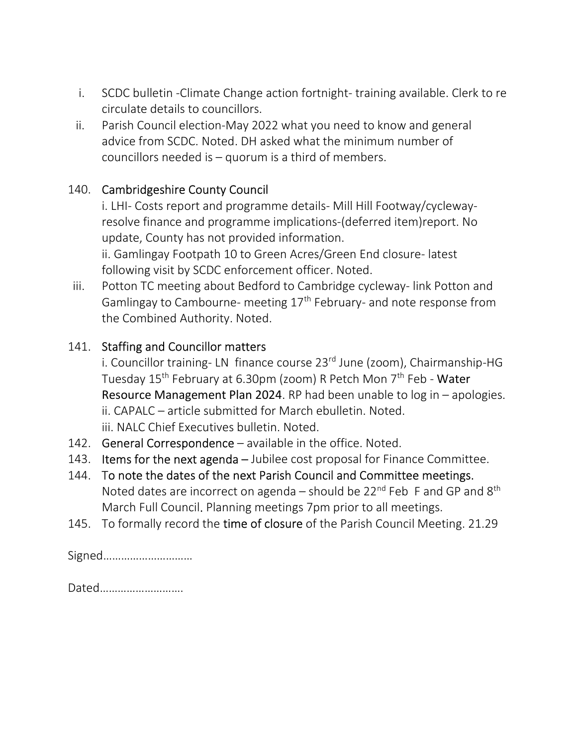i. SCDC bulletin -Climate Change action fortnight- training available. Clerk to re circulate details to councillors.
ii. Parish Council election-May 2022 what you need to know and general advice from SCDC. Noted. DH asked what the minimum number of councillors needed is – quorum is a third of members.

140. Cambridgeshire County Council
    i. LHI- Costs report and programme details- Mill Hill Footway/cycleway- resolve finance and programme implications-(deferred item)report. No update, County has not provided information.
    ii. Gamlingay Footpath 10 to Green Acres/Green End closure- latest following visit by SCDC enforcement officer. Noted.
    iii. Potton TC meeting about Bedford to Cambridge cycleway- link Potton and Gamlingay to Cambourne- meeting 17th February- and note response from the Combined Authority. Noted.

141. Staffing and Councillor matters
    i. Councillor training- LN finance course 23rd June (zoom), Chairmanship-HG Tuesday 15th February at 6.30pm (zoom) R Petch Mon 7th Feb - Water Resource Management Plan 2024. RP had been unable to log in – apologies.
    ii. CAPALC – article submitted for March ebulletin. Noted.
    iii. NALC Chief Executives bulletin. Noted.
142. General Correspondence – available in the office. Noted.
143. Items for the next agenda – Jubilee cost proposal for Finance Committee.
144. To note the dates of the next Parish Council and Committee meetings. Noted dates are incorrect on agenda – should be 22nd Feb F and GP and 8th March Full Council. Planning meetings 7pm prior to all meetings.
145. To formally record the time of closure of the Parish Council Meeting. 21.29

Signed…………………………

Dated………………………